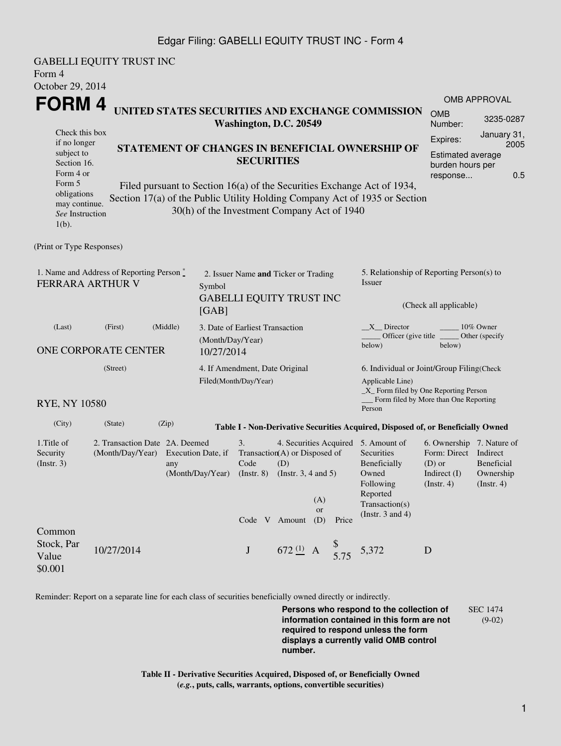Edgar Filing: GABELLI EQUITY TRUST INC - Form 4

GABELLI EQUITY TRUST INC
Form 4
October 29, 2014

# FORM 4

## UNITED STATES SECURITIES AND EXCHANGE COMMISSION
**Washington, D.C. 20549**

| OMB APPROVAL | |
|---|---|
| OMB Number: | 3235-0287 |
| Expires: | January 31, 2005 |
| Estimated average burden hours per response... | 0.5 |

Check this box if no longer subject to Section 16. Form 4 or Form 5 obligations may continue. *See* Instruction 1(b).

## STATEMENT OF CHANGES IN BENEFICIAL OWNERSHIP OF SECURITIES

Filed pursuant to Section 16(a) of the Securities Exchange Act of 1934, Section 17(a) of the Public Utility Holding Company Act of 1935 or Section 30(h) of the Investment Company Act of 1940

(Print or Type Responses)

1. Name and Address of Reporting Person *
FERRARA ARTHUR V

(Last) (First) (Middle)

ONE CORPORATE CENTER

(Street)

RYE, NY 10580

(City) (State) (Zip)

2. Issuer Name **and** Ticker or Trading Symbol
GABELLI EQUITY TRUST INC [GAB]

3. Date of Earliest Transaction (Month/Day/Year)
10/27/2014

4. If Amendment, Date Original Filed(Month/Day/Year)

5. Relationship of Reporting Person(s) to Issuer

(Check all applicable)

__X__ Director _____ 10% Owner
_____ Officer (give title below) _____ Other (specify below)

6. Individual or Joint/Group Filing(Check Applicable Line)
_X_ Form filed by One Reporting Person
___ Form filed by More than One Reporting Person

**Table I - Non-Derivative Securities Acquired, Disposed of, or Beneficially Owned**

| 1.Title of Security (Instr. 3) | 2. Transaction Date (Month/Day/Year) | 2A. Deemed Execution Date, if any (Month/Day/Year) | 3. Transaction Code (Instr. 8) | | 4. Securities Acquired (A) or Disposed of (D) (Instr. 3, 4 and 5) | | | 5. Amount of Securities Beneficially Owned Following Reported Transaction(s) (Instr. 3 and 4) | 6. Ownership Form: Direct (D) or Indirect (I) (Instr. 4) | 7. Nature of Indirect Beneficial Ownership (Instr. 4) |
|---|---|---|---|---|---|---|---|---|---|---|
| | | | Code | V | Amount | (A) or (D) | Price | | | |
| Common Stock, Par Value $0.001 | 10/27/2014 | | J | | 672 (1) | A | $ 5.75 | 5,372 | D | |

Reminder: Report on a separate line for each class of securities beneficially owned directly or indirectly.

**Persons who respond to the collection of information contained in this form are not required to respond unless the form displays a currently valid OMB control number.**

SEC 1474 (9-02)

**Table II - Derivative Securities Acquired, Disposed of, or Beneficially Owned**
**(*e.g.*, puts, calls, warrants, options, convertible securities)**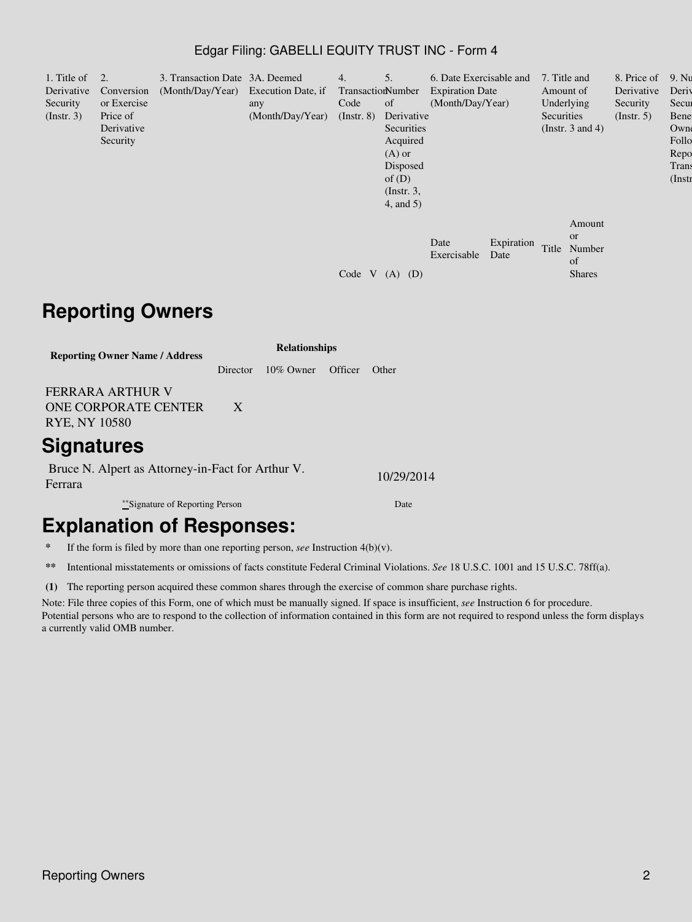| 1. Title of Derivative Security (Instr. 3) | 2. Conversion or Exercise Price of Derivative Security | 3. Transaction Date (Month/Day/Year) | 3A. Deemed Execution Date, if any (Month/Day/Year) | 4. Transaction Code (Instr. 8) | | 5. Number of Derivative Securities Acquired (A) or Disposed of (D) (Instr. 3, 4, and 5) | | 6. Date Exercisable and Expiration Date (Month/Day/Year) | | 7. Title and Amount of Underlying Securities (Instr. 3 and 4) | | 8. Price of Derivative Security (Instr. 5) | 9. Nu Deriv Secur Bene Owne Follo Repo Trans (Instr |
|---|---|---|---|---|---|---|---|---|---|---|---|---|---|
| | | | | Code | V | (A) | (D) | Date Exercisable | Expiration Date | Title | Amount or Number of Shares | | |

## Reporting Owners

| Reporting Owner Name / Address | Relationships | | | |
|---|---|---|---|---|
| | Director | 10% Owner | Officer | Other |
| FERRARA ARTHUR V<br>ONE CORPORATE CENTER<br>RYE, NY 10580 | X | | | |

## Signatures

| | |
|---|---|
| Bruce N. Alpert as Attorney-in-Fact for Arthur V. Ferrara | 10/29/2014 |
| **Signature of Reporting Person | Date |

## Explanation of Responses:

* If the form is filed by more than one reporting person, *see* Instruction 4(b)(v).

** Intentional misstatements or omissions of facts constitute Federal Criminal Violations. *See* 18 U.S.C. 1001 and 15 U.S.C. 78ff(a).

**(1)** The reporting person acquired these common shares through the exercise of common share purchase rights.

Note: File three copies of this Form, one of which must be manually signed. If space is insufficient, *see* Instruction 6 for procedure.
Potential persons who are to respond to the collection of information contained in this form are not required to respond unless the form displays a currently valid OMB number.